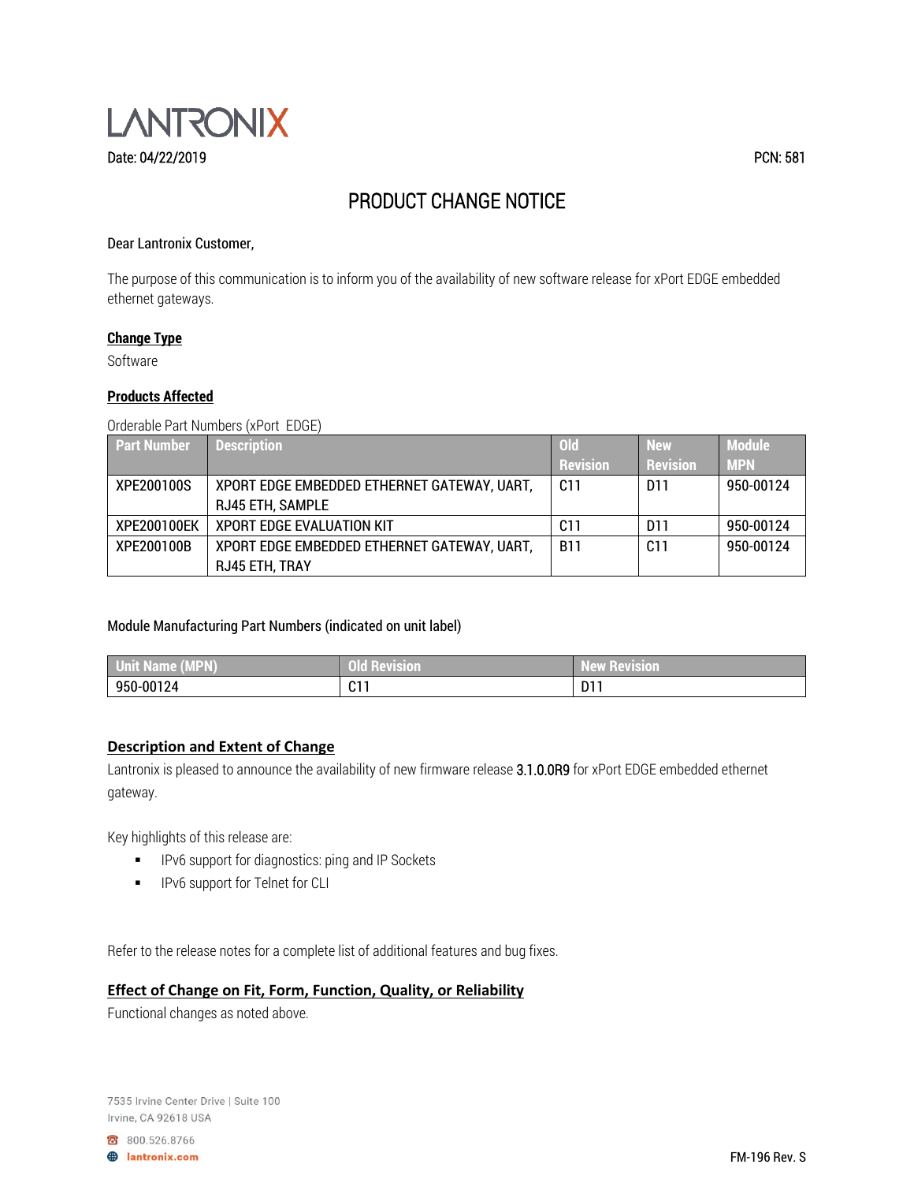LANTRONIX

Date: 04/22/2019

PCN: 581

# PRODUCT CHANGE NOTICE

Dear Lantronix Customer,

The purpose of this communication is to inform you of the availability of new software release for xPort EDGE embedded ethernet gateways.

## Change Type

Software

## Products Affected

Orderable Part Numbers (xPort EDGE)

| Part Number | Description | Old Revision | New Revision | Module MPN |
|---|---|---|---|---|
| XPE200100S | XPORT EDGE EMBEDDED ETHERNET GATEWAY, UART, RJ45 ETH, SAMPLE | C11 | D11 | 950-00124 |
| XPE200100EK | XPORT EDGE EVALUATION KIT | C11 | D11 | 950-00124 |
| XPE200100B | XPORT EDGE EMBEDDED ETHERNET GATEWAY, UART, RJ45 ETH, TRAY | B11 | C11 | 950-00124 |

Module Manufacturing Part Numbers (indicated on unit label)

| Unit Name (MPN) | Old Revision | New Revision |
|---|---|---|
| 950-00124 | C11 | D11 |

## Description and Extent of Change

Lantronix is pleased to announce the availability of new firmware release 3.1.0.0R9 for xPort EDGE embedded ethernet gateway.

Key highlights of this release are:

- IPv6 support for diagnostics: ping and IP Sockets
- IPv6 support for Telnet for CLI

Refer to the release notes for a complete list of additional features and bug fixes.

## Effect of Change on Fit, Form, Function, Quality, or Reliability

Functional changes as noted above.

7535 Irvine Center Drive | Suite 100
Irvine, CA 92618 USA

800.526.8766

lantronix.com

FM-196 Rev. S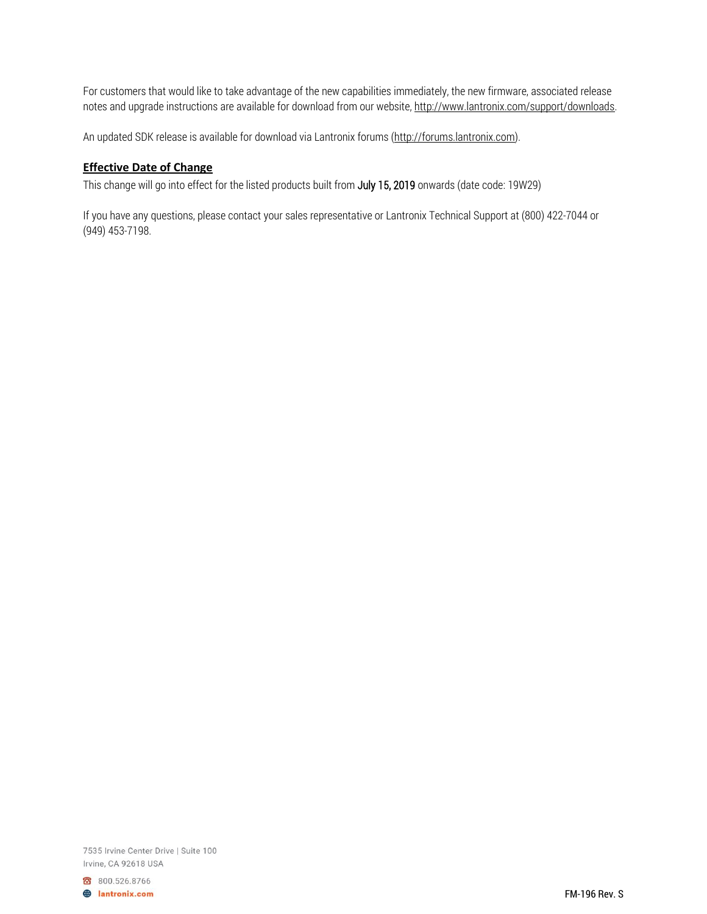For customers that would like to take advantage of the new capabilities immediately, the new firmware, associated release notes and upgrade instructions are available for download from our website, http://www.lantronix.com/support/downloads.

An updated SDK release is available for download via Lantronix forums (http://forums.lantronix.com).

## Effective Date of Change

This change will go into effect for the listed products built from July 15, 2019 onwards (date code: 19W29)

If you have any questions, please contact your sales representative or Lantronix Technical Support at (800) 422-7044 or (949) 453-7198.

7535 Irvine Center Drive | Suite 100
Irvine, CA 92618 USA

800.526.8766
lantronix.com

FM-196 Rev. S